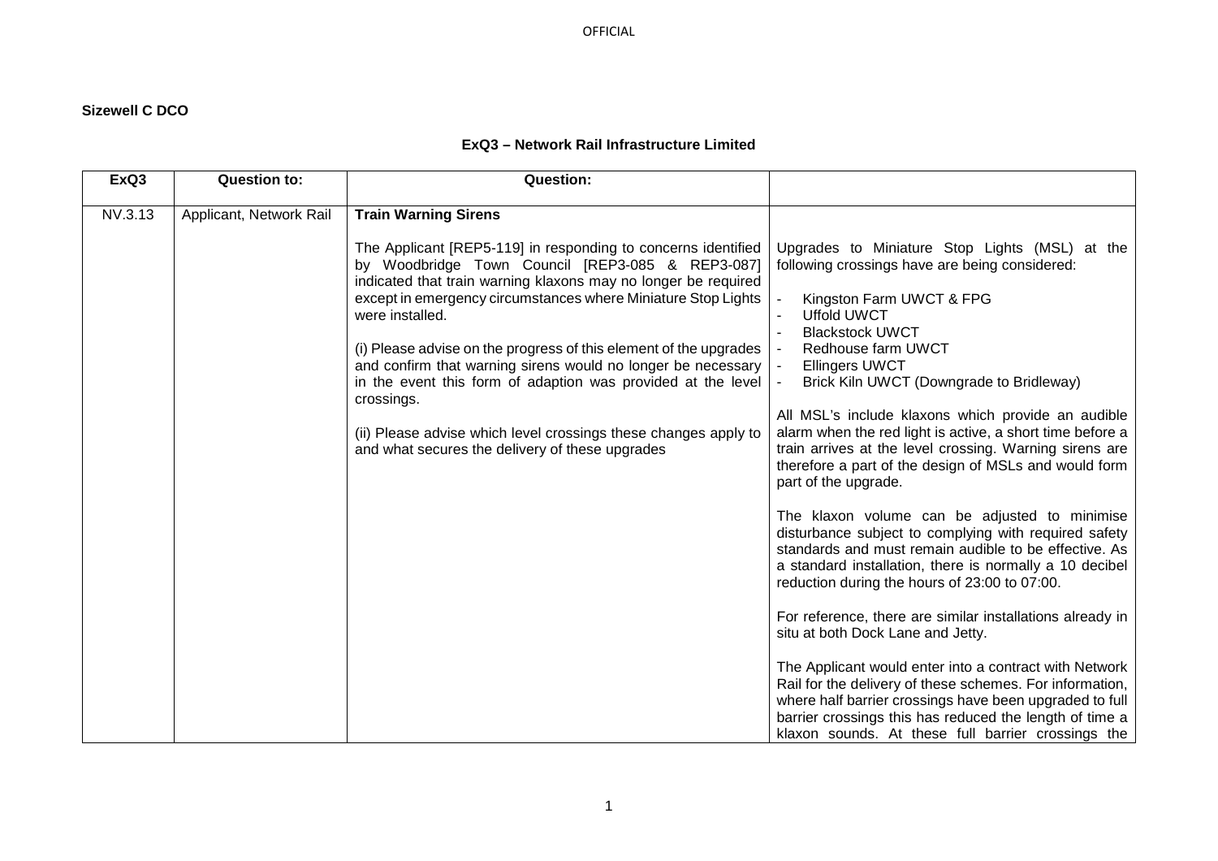**Sizewell C DCO**

**ExQ3 – Network Rail Infrastructure Limited**

| ExQ3 | Question to: | Question: | |
|---|---|---|---|
| NV.3.13 | Applicant, Network Rail | **Train Warning Sirens**<br><br>The Applicant [REP5-119] in responding to concerns identified by Woodbridge Town Council [REP3-085 & REP3-087] indicated that train warning klaxons may no longer be required except in emergency circumstances where Miniature Stop Lights were installed.<br><br>(i) Please advise on the progress of this element of the upgrades and confirm that warning sirens would no longer be necessary in the event this form of adaption was provided at the level crossings.<br><br>(ii) Please advise which level crossings these changes apply to and what secures the delivery of these upgrades | Upgrades to Miniature Stop Lights (MSL) at the following crossings have are being considered:<br><br>- Kingston Farm UWCT & FPG<br>- Uffold UWCT<br>- Blackstock UWCT<br>- Redhouse farm UWCT<br>- Ellingers UWCT<br>- Brick Kiln UWCT (Downgrade to Bridleway)<br><br>All MSL's include klaxons which provide an audible alarm when the red light is active, a short time before a train arrives at the level crossing. Warning sirens are therefore a part of the design of MSLs and would form part of the upgrade.<br><br>The klaxon volume can be adjusted to minimise disturbance subject to complying with required safety standards and must remain audible to be effective. As a standard installation, there is normally a 10 decibel reduction during the hours of 23:00 to 07:00.<br><br>For reference, there are similar installations already in situ at both Dock Lane and Jetty.<br><br>The Applicant would enter into a contract with Network Rail for the delivery of these schemes. For information, where half barrier crossings have been upgraded to full barrier crossings this has reduced the length of time a klaxon sounds. At these full barrier crossings the |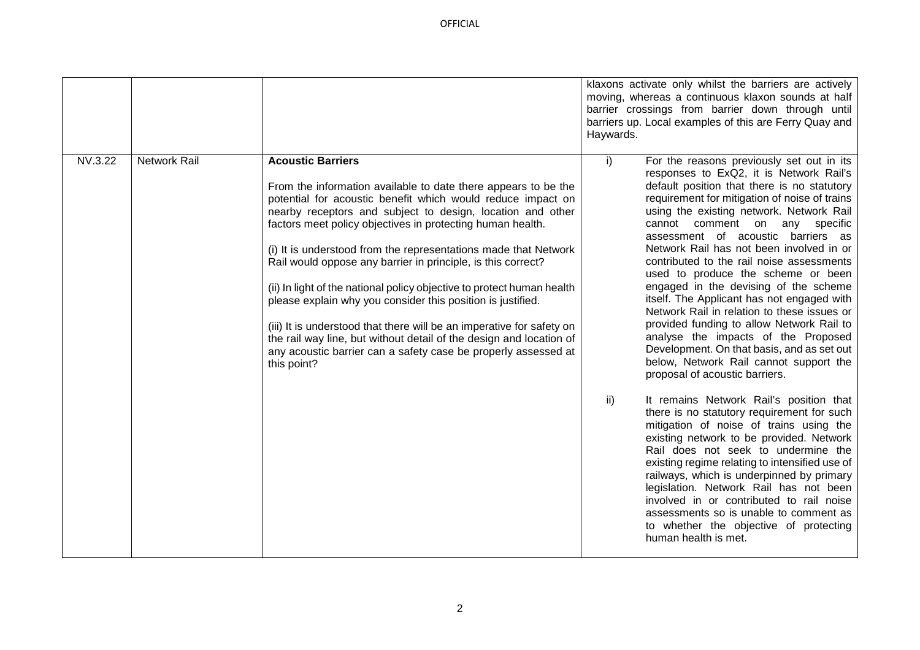| | | | |
|---|---|---|---|
| | | | klaxons activate only whilst the barriers are actively moving, whereas a continuous klaxon sounds at half barrier crossings from barrier down through until barriers up. Local examples of this are Ferry Quay and Haywards. |
| NV.3.22 | Network Rail | **Acoustic Barriers**<br><br>From the information available to date there appears to be the potential for acoustic benefit which would reduce impact on nearby receptors and subject to design, location and other factors meet policy objectives in protecting human health.<br><br>(i) It is understood from the representations made that Network Rail would oppose any barrier in principle, is this correct?<br><br>(ii) In light of the national policy objective to protect human health please explain why you consider this position is justified.<br><br>(iii) It is understood that there will be an imperative for safety on the rail way line, but without detail of the design and location of any acoustic barrier can a safety case be properly assessed at this point? | i) For the reasons previously set out in its responses to ExQ2, it is Network Rail's default position that there is no statutory requirement for mitigation of noise of trains using the existing network. Network Rail cannot comment on any specific assessment of acoustic barriers as Network Rail has not been involved in or contributed to the rail noise assessments used to produce the scheme or been engaged in the devising of the scheme itself. The Applicant has not engaged with Network Rail in relation to these issues or provided funding to allow Network Rail to analyse the impacts of the Proposed Development. On that basis, and as set out below, Network Rail cannot support the proposal of acoustic barriers.<br><br>ii) It remains Network Rail's position that there is no statutory requirement for such mitigation of noise of trains using the existing network to be provided. Network Rail does not seek to undermine the existing regime relating to intensified use of railways, which is underpinned by primary legislation. Network Rail has not been involved in or contributed to rail noise assessments so is unable to comment as to whether the objective of protecting human health is met. |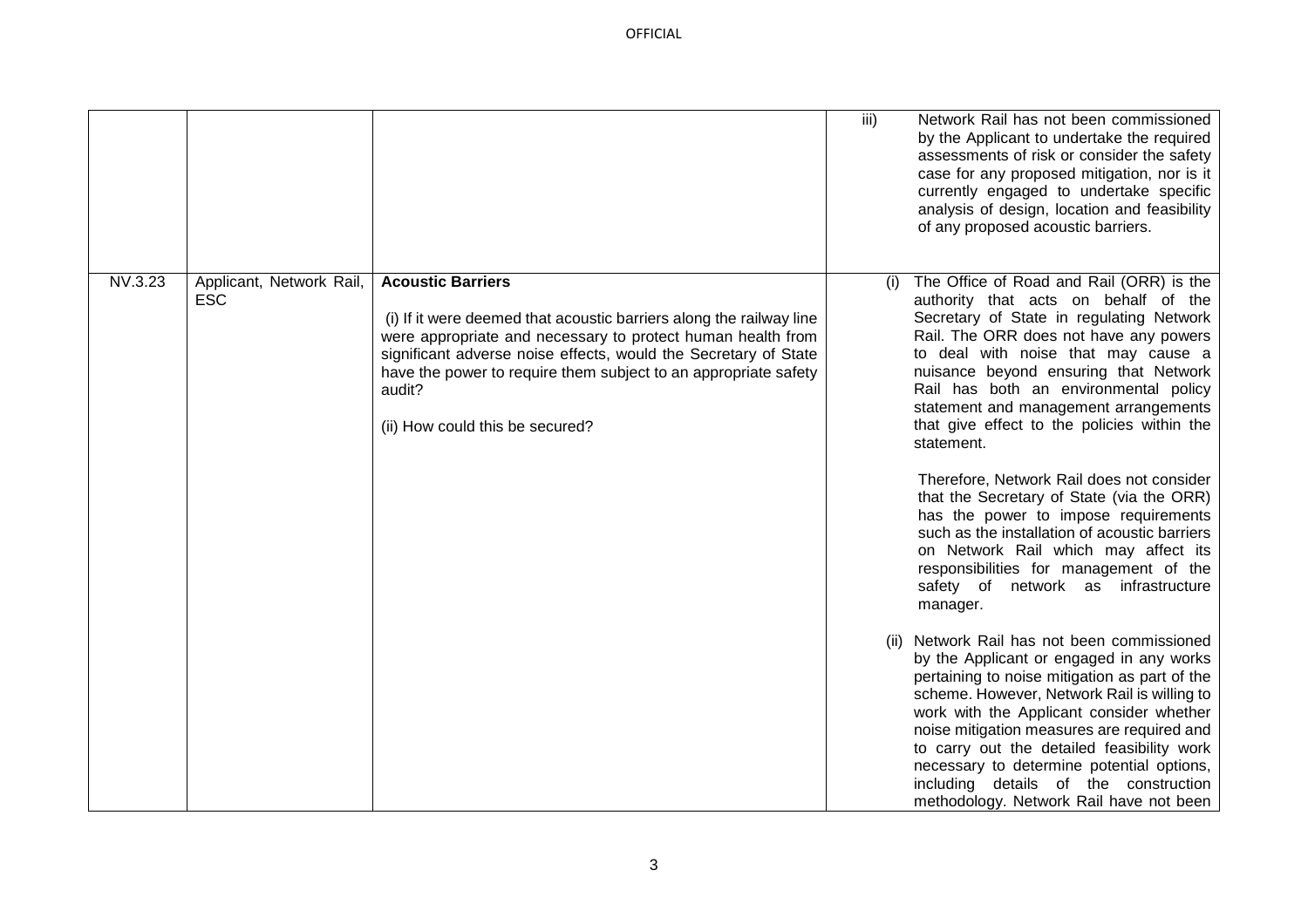| | | | |
|---|---|---|---|
| | | | iii) Network Rail has not been commissioned by the Applicant to undertake the required assessments of risk or consider the safety case for any proposed mitigation, nor is it currently engaged to undertake specific analysis of design, location and feasibility of any proposed acoustic barriers. |
| NV.3.23 | Applicant, Network Rail, ESC | **Acoustic Barriers**<br><br>(i) If it were deemed that acoustic barriers along the railway line were appropriate and necessary to protect human health from significant adverse noise effects, would the Secretary of State have the power to require them subject to an appropriate safety audit?<br><br>(ii) How could this be secured? | (i) The Office of Road and Rail (ORR) is the authority that acts on behalf of the Secretary of State in regulating Network Rail. The ORR does not have any powers to deal with noise that may cause a nuisance beyond ensuring that Network Rail has both an environmental policy statement and management arrangements that give effect to the policies within the statement.<br><br>Therefore, Network Rail does not consider that the Secretary of State (via the ORR) has the power to impose requirements such as the installation of acoustic barriers on Network Rail which may affect its responsibilities for management of the safety of network as infrastructure manager.<br><br>(ii) Network Rail has not been commissioned by the Applicant or engaged in any works pertaining to noise mitigation as part of the scheme. However, Network Rail is willing to work with the Applicant consider whether noise mitigation measures are required and to carry out the detailed feasibility work necessary to determine potential options, including details of the construction methodology. Network Rail have not been |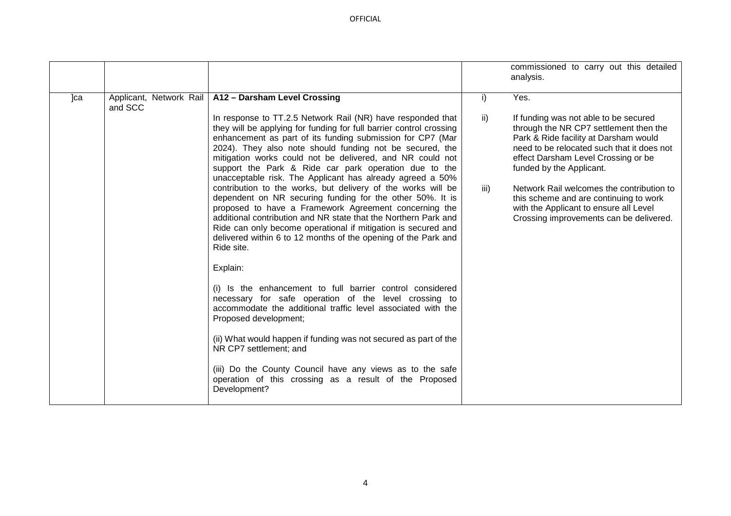| | | | |
|---|---|---|---|
| | | | commissioned to carry out this detailed analysis. |
| ]ca | Applicant, Network Rail and SCC | **A12 – Darsham Level Crossing**<br><br>In response to TT.2.5 Network Rail (NR) have responded that they will be applying for funding for full barrier control crossing enhancement as part of its funding submission for CP7 (Mar 2024). They also note should funding not be secured, the mitigation works could not be delivered, and NR could not support the Park & Ride car park operation due to the unacceptable risk. The Applicant has already agreed a 50% contribution to the works, but delivery of the works will be dependent on NR securing funding for the other 50%. It is proposed to have a Framework Agreement concerning the additional contribution and NR state that the Northern Park and Ride can only become operational if mitigation is secured and delivered within 6 to 12 months of the opening of the Park and Ride site.<br><br>Explain:<br><br>(i) Is the enhancement to full barrier control considered necessary for safe operation of the level crossing to accommodate the additional traffic level associated with the Proposed development;<br><br>(ii) What would happen if funding was not secured as part of the NR CP7 settlement; and<br><br>(iii) Do the County Council have any views as to the safe operation of this crossing as a result of the Proposed Development? | i) Yes.<br><br>ii) If funding was not able to be secured through the NR CP7 settlement then the Park & Ride facility at Darsham would need to be relocated such that it does not effect Darsham Level Crossing or be funded by the Applicant.<br><br>iii) Network Rail welcomes the contribution to this scheme and are continuing to work with the Applicant to ensure all Level Crossing improvements can be delivered. |